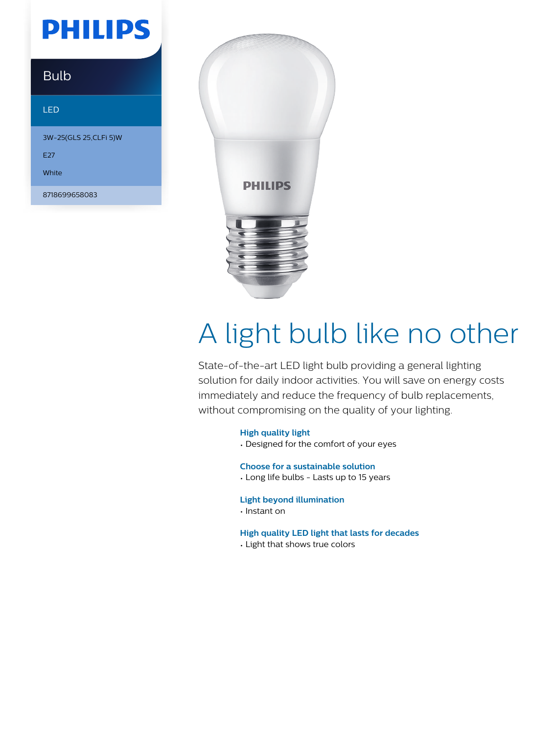PHILIPS

Bulb

LED

3W-25(GLS 25,CLFi 5)W

E27

White

8718699658083

# A light bulb like no other

State-of-the-art LED light bulb providing a general lighting solution for daily indoor activities. You will save on energy costs immediately and reduce the frequency of bulb replacements, without compromising on the quality of your lighting.

**High quality light**
- Designed for the comfort of your eyes

**Choose for a sustainable solution**
- Long life bulbs - Lasts up to 15 years

**Light beyond illumination**
- Instant on

**High quality LED light that lasts for decades**
- Light that shows true colors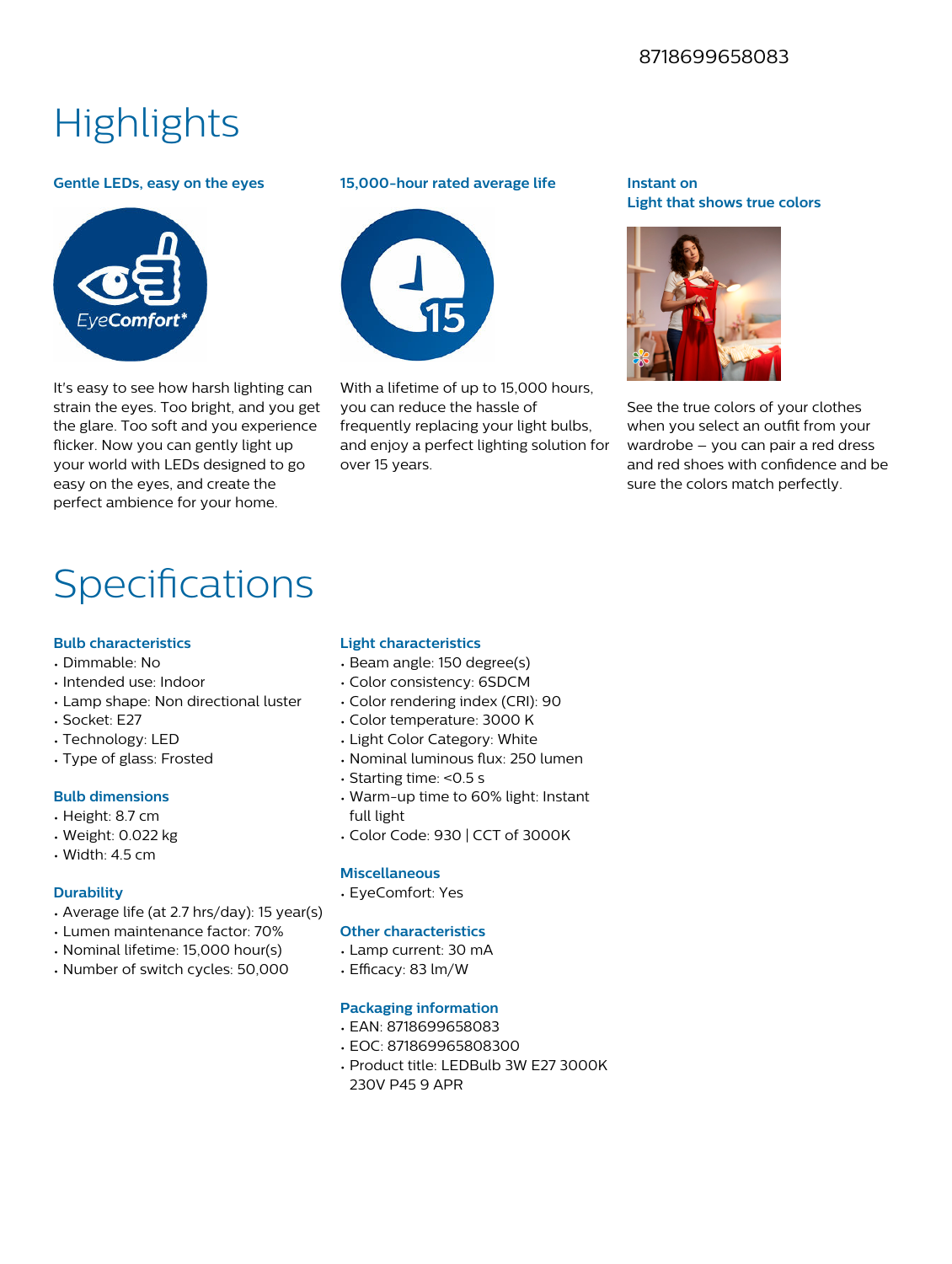8718699658083

# Highlights

### Gentle LEDs, easy on the eyes

It's easy to see how harsh lighting can strain the eyes. Too bright, and you get the glare. Too soft and you experience flicker. Now you can gently light up your world with LEDs designed to go easy on the eyes, and create the perfect ambience for your home.

### 15,000-hour rated average life

With a lifetime of up to 15,000 hours, you can reduce the hassle of frequently replacing your light bulbs, and enjoy a perfect lighting solution for over 15 years.

### Instant on
### Light that shows true colors

See the true colors of your clothes when you select an outfit from your wardrobe – you can pair a red dress and red shoes with confidence and be sure the colors match perfectly.

# Specifications

### Bulb characteristics

- Dimmable: No
- Intended use: Indoor
- Lamp shape: Non directional luster
- Socket: E27
- Technology: LED
- Type of glass: Frosted

### Bulb dimensions

- Height: 8.7 cm
- Weight: 0.022 kg
- Width: 4.5 cm

### Durability

- Average life (at 2.7 hrs/day): 15 year(s)
- Lumen maintenance factor: 70%
- Nominal lifetime: 15,000 hour(s)
- Number of switch cycles: 50,000

### Light characteristics

- Beam angle: 150 degree(s)
- Color consistency: 6SDCM
- Color rendering index (CRI): 90
- Color temperature: 3000 K
- Light Color Category: White
- Nominal luminous flux: 250 lumen
- Starting time: <0.5 s
- Warm-up time to 60% light: Instant full light
- Color Code: 930 | CCT of 3000K

### Miscellaneous

- EyeComfort: Yes

### Other characteristics

- Lamp current: 30 mA
- Efficacy: 83 lm/W

### Packaging information

- EAN: 8718699658083
- EOC: 871869965808300
- Product title: LEDBulb 3W E27 3000K 230V P45 9 APR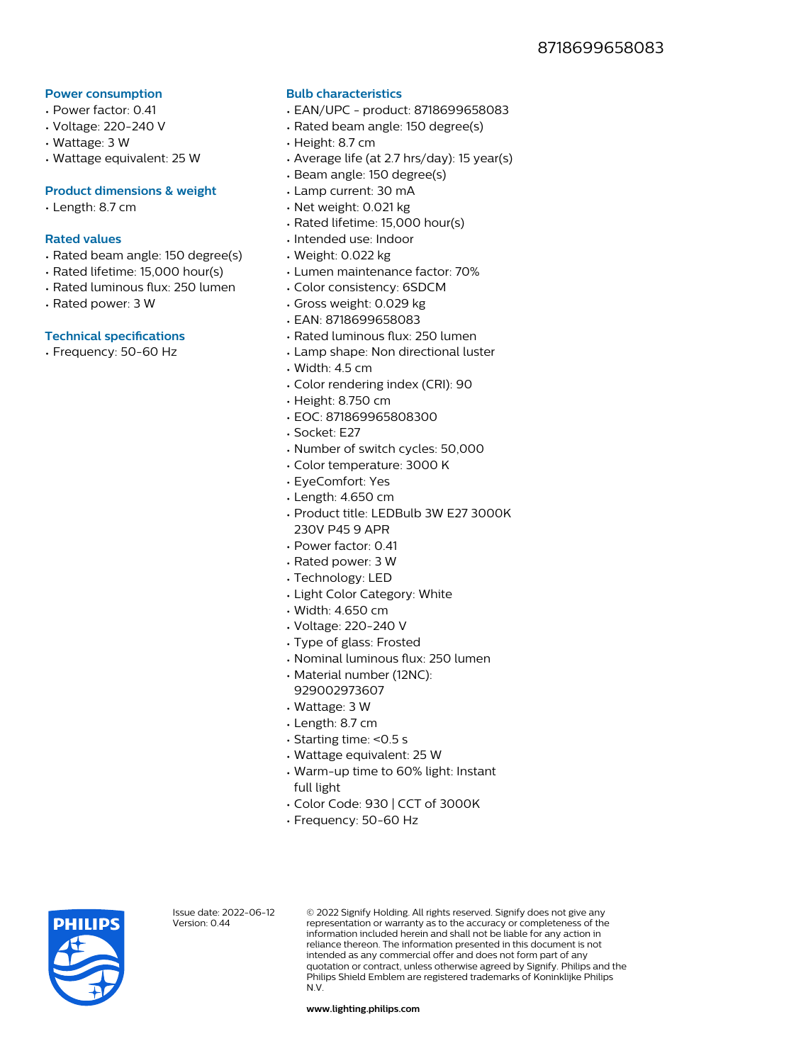8718699658083

## Power consumption

- Power factor: 0.41
- Voltage: 220-240 V
- Wattage: 3 W
- Wattage equivalent: 25 W

## Product dimensions & weight

- Length: 8.7 cm

## Rated values

- Rated beam angle: 150 degree(s)
- Rated lifetime: 15,000 hour(s)
- Rated luminous flux: 250 lumen
- Rated power: 3 W

## Technical specifications

- Frequency: 50-60 Hz

## Bulb characteristics

- EAN/UPC - product: 8718699658083
- Rated beam angle: 150 degree(s)
- Height: 8.7 cm
- Average life (at 2.7 hrs/day): 15 year(s)
- Beam angle: 150 degree(s)
- Lamp current: 30 mA
- Net weight: 0.021 kg
- Rated lifetime: 15,000 hour(s)
- Intended use: Indoor
- Weight: 0.022 kg
- Lumen maintenance factor: 70%
- Color consistency: 6SDCM
- Gross weight: 0.029 kg
- EAN: 8718699658083
- Rated luminous flux: 250 lumen
- Lamp shape: Non directional luster
- Width: 4.5 cm
- Color rendering index (CRI): 90
- Height: 8.750 cm
- EOC: 871869965808300
- Socket: E27
- Number of switch cycles: 50,000
- Color temperature: 3000 K
- EyeComfort: Yes
- Length: 4.650 cm
- Product title: LEDBulb 3W E27 3000K 230V P45 9 APR
- Power factor: 0.41
- Rated power: 3 W
- Technology: LED
- Light Color Category: White
- Width: 4.650 cm
- Voltage: 220-240 V
- Type of glass: Frosted
- Nominal luminous flux: 250 lumen
- Material number (12NC): 929002973607
- Wattage: 3 W
- Length: 8.7 cm
- Starting time: <0.5 s
- Wattage equivalent: 25 W
- Warm-up time to 60% light: Instant full light
- Color Code: 930 | CCT of 3000K
- Frequency: 50-60 Hz

Issue date: 2022-06-12
Version: 0.44

© 2022 Signify Holding. All rights reserved. Signify does not give any representation or warranty as to the accuracy or completeness of the information included herein and shall not be liable for any action in reliance thereon. The information presented in this document is not intended as any commercial offer and does not form part of any quotation or contract, unless otherwise agreed by Signify. Philips and the Philips Shield Emblem are registered trademarks of Koninklijke Philips N.V.

**www.lighting.philips.com**